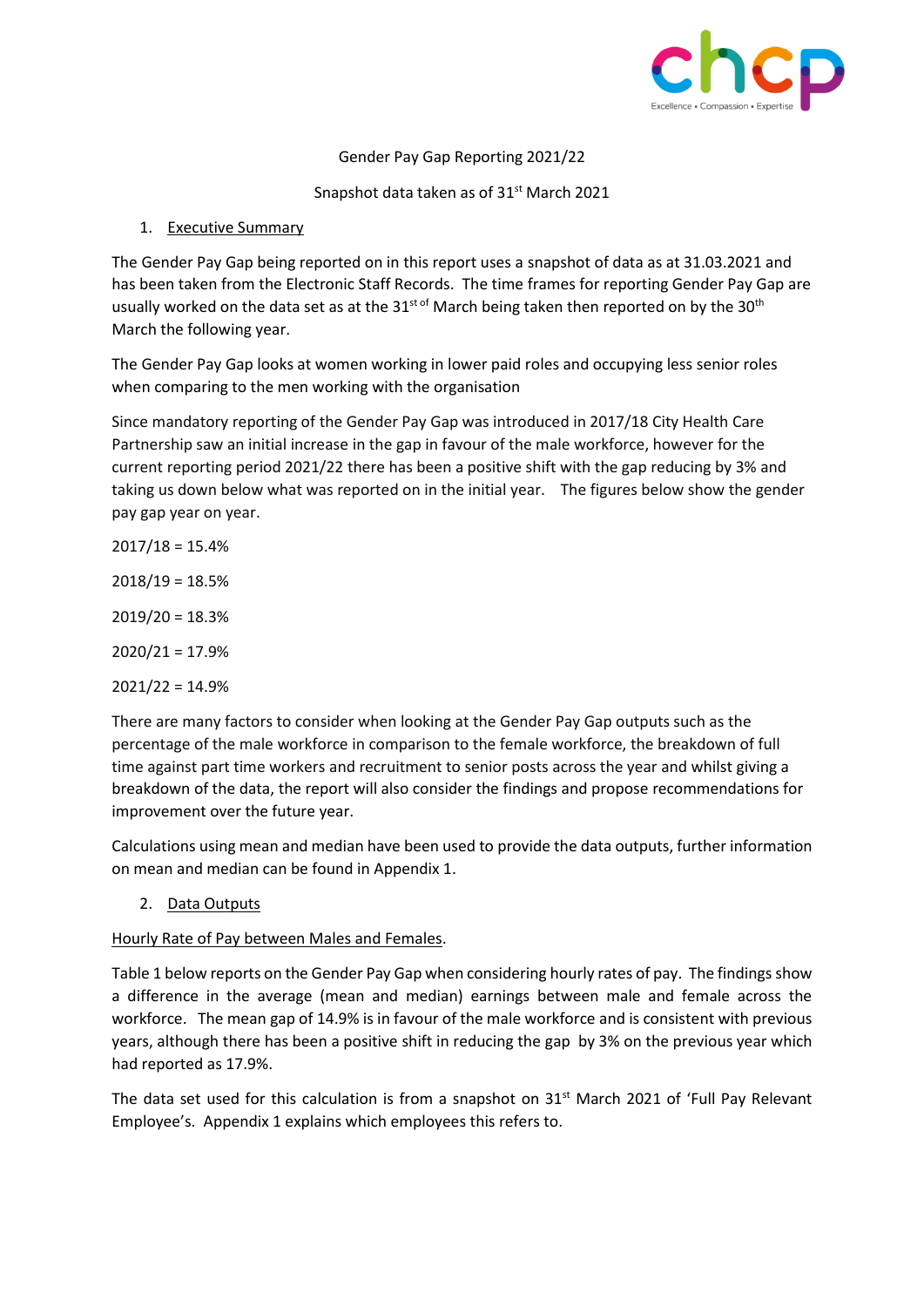Gender Pay Gap Reporting 2021/22

Snapshot data taken as of 31st March 2021

## 1. Executive Summary

The Gender Pay Gap being reported on in this report uses a snapshot of data as at 31.03.2021 and has been taken from the Electronic Staff Records. The time frames for reporting Gender Pay Gap are usually worked on the data set as at the 31st of March being taken then reported on by the 30th March the following year.

The Gender Pay Gap looks at women working in lower paid roles and occupying less senior roles when comparing to the men working with the organisation

Since mandatory reporting of the Gender Pay Gap was introduced in 2017/18 City Health Care Partnership saw an initial increase in the gap in favour of the male workforce, however for the current reporting period 2021/22 there has been a positive shift with the gap reducing by 3% and taking us down below what was reported on in the initial year. The figures below show the gender pay gap year on year.

2017/18 = 15.4%

2018/19 = 18.5%

2019/20 = 18.3%

2020/21 = 17.9%

2021/22 = 14.9%

There are many factors to consider when looking at the Gender Pay Gap outputs such as the percentage of the male workforce in comparison to the female workforce, the breakdown of full time against part time workers and recruitment to senior posts across the year and whilst giving a breakdown of the data, the report will also consider the findings and propose recommendations for improvement over the future year.

Calculations using mean and median have been used to provide the data outputs, further information on mean and median can be found in Appendix 1.

## 2. Data Outputs

### Hourly Rate of Pay between Males and Females.

Table 1 below reports on the Gender Pay Gap when considering hourly rates of pay. The findings show a difference in the average (mean and median) earnings between male and female across the workforce. The mean gap of 14.9% is in favour of the male workforce and is consistent with previous years, although there has been a positive shift in reducing the gap by 3% on the previous year which had reported as 17.9%.

The data set used for this calculation is from a snapshot on 31st March 2021 of 'Full Pay Relevant Employee's. Appendix 1 explains which employees this refers to.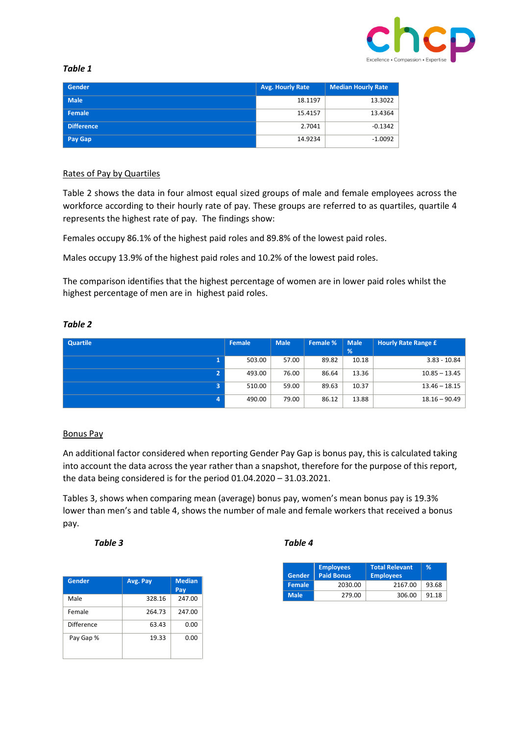***Table 1***

| Gender | Avg. Hourly Rate | Median Hourly Rate |
|---|---|---|
| Male | 18.1197 | 13.3022 |
| Female | 15.4157 | 13.4364 |
| Difference | 2.7041 | -0.1342 |
| Pay Gap | 14.9234 | -1.0092 |

<u>Rates of Pay by Quartiles</u>

Table 2 shows the data in four almost equal sized groups of male and female employees across the workforce according to their hourly rate of pay. These groups are referred to as quartiles, quartile 4 represents the highest rate of pay. The findings show:

Females occupy 86.1% of the highest paid roles and 89.8% of the lowest paid roles.

Males occupy 13.9% of the highest paid roles and 10.2% of the lowest paid roles.

The comparison identifies that the highest percentage of women are in lower paid roles whilst the highest percentage of men are in highest paid roles.

***Table 2***

| Quartile | Female | Male | Female % | Male % | Hourly Rate Range £ |
|---|---|---|---|---|---|
| 1 | 503.00 | 57.00 | 89.82 | 10.18 | 3.83 - 10.84 |
| 2 | 493.00 | 76.00 | 86.64 | 13.36 | 10.85 – 13.45 |
| 3 | 510.00 | 59.00 | 89.63 | 10.37 | 13.46 – 18.15 |
| 4 | 490.00 | 79.00 | 86.12 | 13.88 | 18.16 – 90.49 |

<u>Bonus Pay</u>

An additional factor considered when reporting Gender Pay Gap is bonus pay, this is calculated taking into account the data across the year rather than a snapshot, therefore for the purpose of this report, the data being considered is for the period 01.04.2020 – 31.03.2021.

Tables 3, shows when comparing mean (average) bonus pay, women's mean bonus pay is 19.3% lower than men's and table 4, shows the number of male and female workers that received a bonus pay.

***Table 3***

| Gender | Avg. Pay | Median Pay |
|---|---|---|
| Male | 328.16 | 247.00 |
| Female | 264.73 | 247.00 |
| Difference | 63.43 | 0.00 |
| Pay Gap % | 19.33 | 0.00 |

***Table 4***

| Gender | Employees Paid Bonus | Total Relevant Employees | % |
|---|---|---|---|
| Female | 2030.00 | 2167.00 | 93.68 |
| Male | 279.00 | 306.00 | 91.18 |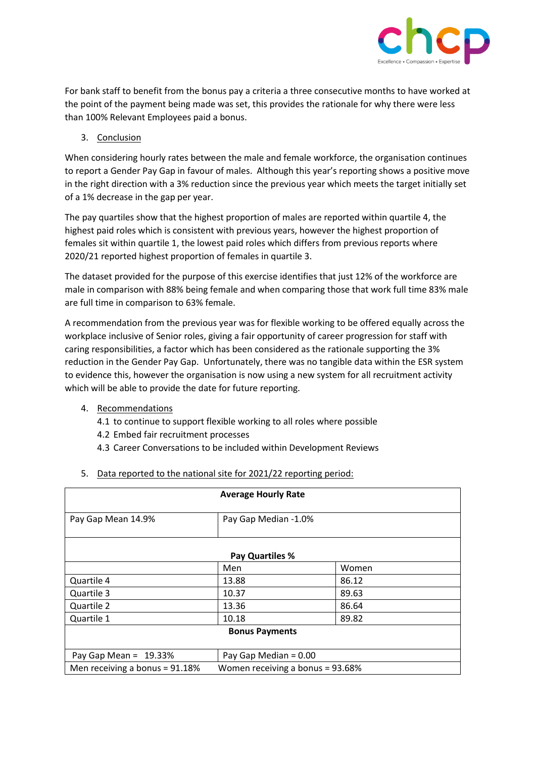For bank staff to benefit from the bonus pay a criteria a three consecutive months to have worked at the point of the payment being made was set, this provides the rationale for why there were less than 100% Relevant Employees paid a bonus.

3. <u>Conclusion</u>

When considering hourly rates between the male and female workforce, the organisation continues to report a Gender Pay Gap in favour of males. Although this year's reporting shows a positive move in the right direction with a 3% reduction since the previous year which meets the target initially set of a 1% decrease in the gap per year.

The pay quartiles show that the highest proportion of males are reported within quartile 4, the highest paid roles which is consistent with previous years, however the highest proportion of females sit within quartile 1, the lowest paid roles which differs from previous reports where 2020/21 reported highest proportion of females in quartile 3.

The dataset provided for the purpose of this exercise identifies that just 12% of the workforce are male in comparison with 88% being female and when comparing those that work full time 83% male are full time in comparison to 63% female.

A recommendation from the previous year was for flexible working to be offered equally across the workplace inclusive of Senior roles, giving a fair opportunity of career progression for staff with caring responsibilities, a factor which has been considered as the rationale supporting the 3% reduction in the Gender Pay Gap. Unfortunately, there was no tangible data within the ESR system to evidence this, however the organisation is now using a new system for all recruitment activity which will be able to provide the date for future reporting.

4. <u>Recommendations</u>
   - 4.1 to continue to support flexible working to all roles where possible
   - 4.2 Embed fair recruitment processes
   - 4.3 Career Conversations to be included within Development Reviews

5. <u>Data reported to the national site for 2021/22 reporting period:</u>

| **Average Hourly Rate** | | |
|---|---|---|
| Pay Gap Mean 14.9% | Pay Gap Median -1.0% | |
| **Pay Quartiles %** | | |
| | Men | Women |
| Quartile 4 | 13.88 | 86.12 |
| Quartile 3 | 10.37 | 89.63 |
| Quartile 2 | 13.36 | 86.64 |
| Quartile 1 | 10.18 | 89.82 |
| **Bonus Payments** | | |
| Pay Gap Mean = 19.33% | Pay Gap Median = 0.00 | |
| Men receiving a bonus = 91.18% | Women receiving a bonus = 93.68% | |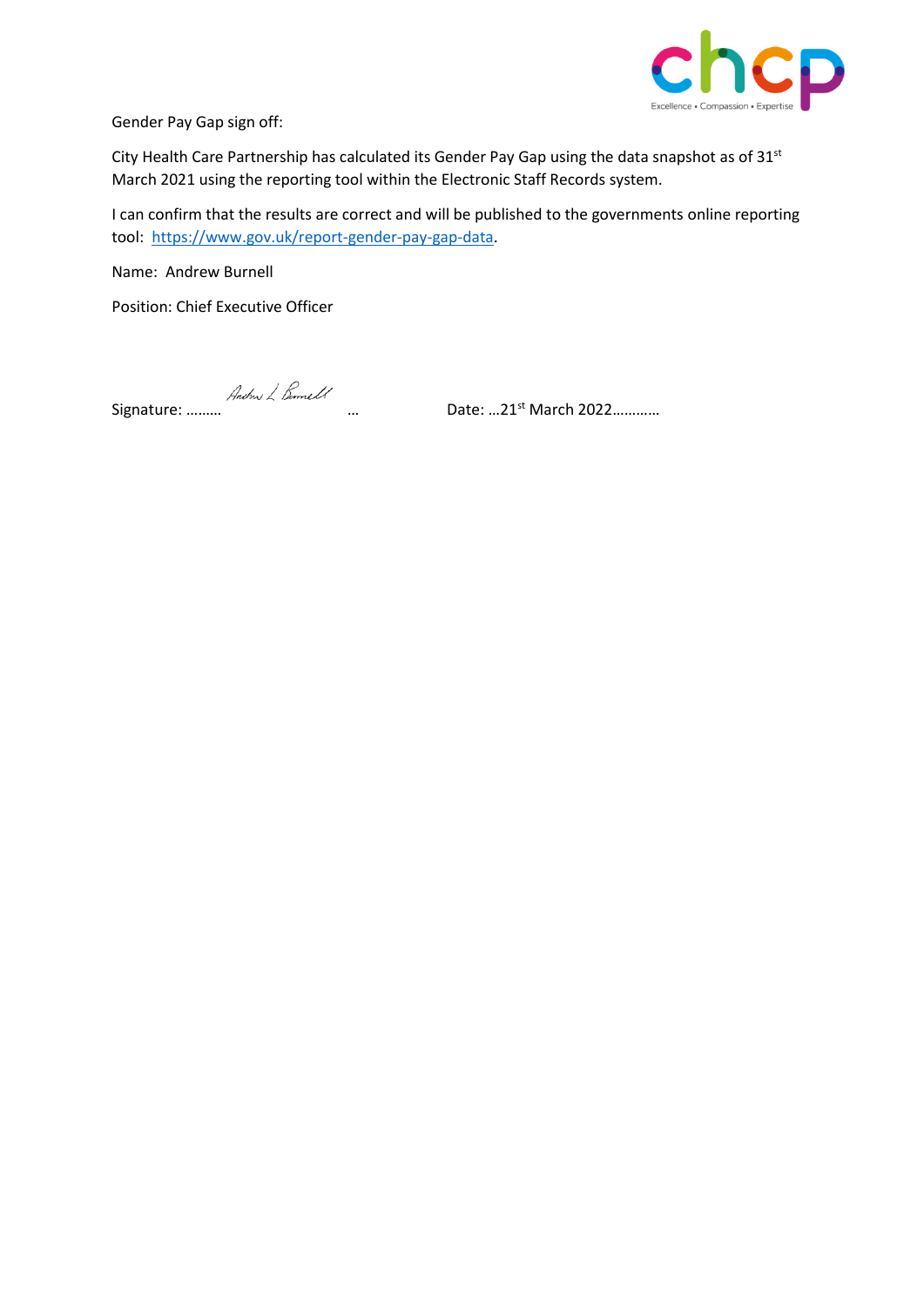Gender Pay Gap sign off:

City Health Care Partnership has calculated its Gender Pay Gap using the data snapshot as of 31st March 2021 using the reporting tool within the Electronic Staff Records system.

I can confirm that the results are correct and will be published to the governments online reporting tool: https://www.gov.uk/report-gender-pay-gap-data.

Name: Andrew Burnell

Position: Chief Executive Officer

Signature: ……… Andrew L Burnell …   Date: …21st March 2022…………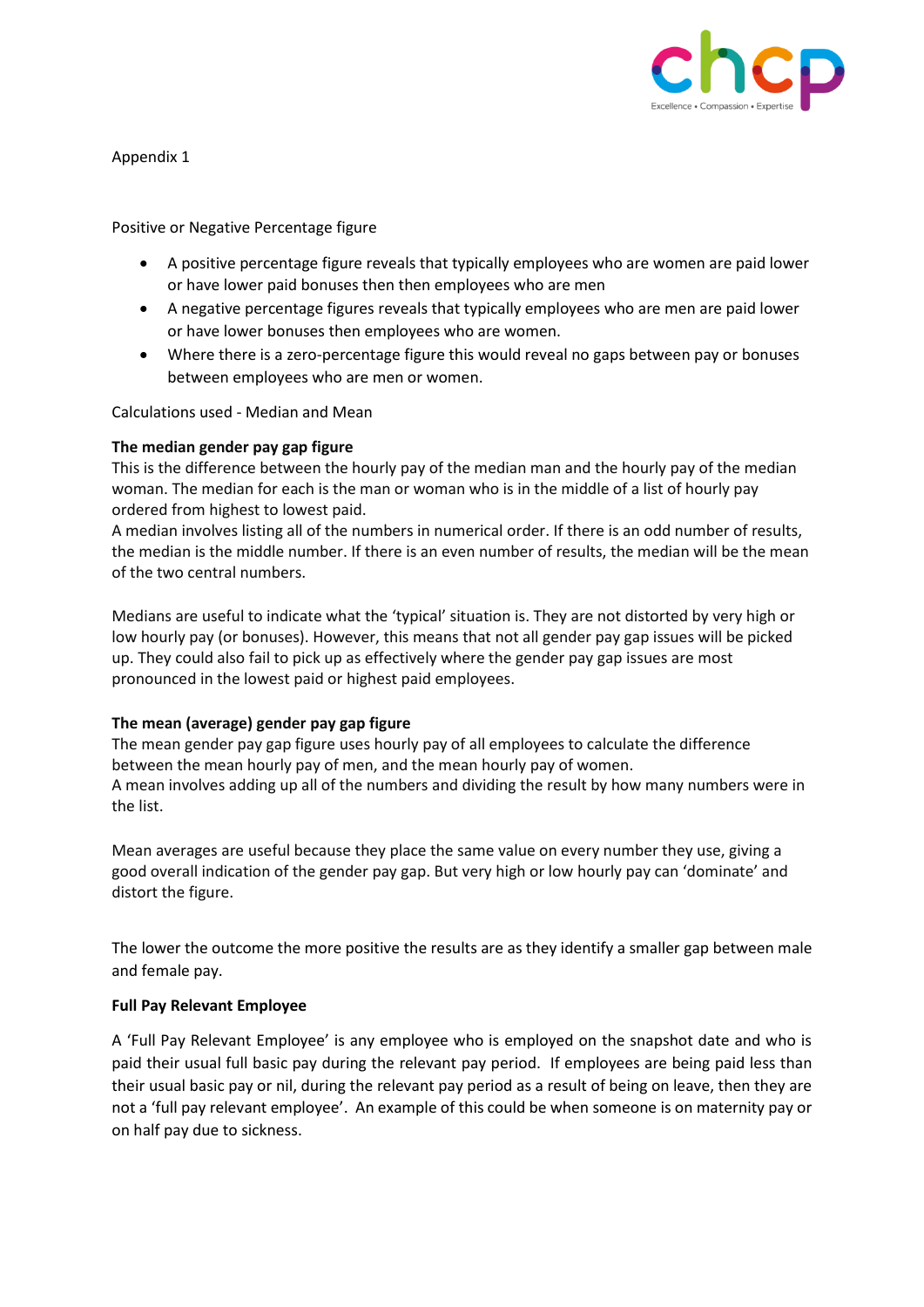Appendix 1

Positive or Negative Percentage figure

- A positive percentage figure reveals that typically employees who are women are paid lower or have lower paid bonuses then then employees who are men
- A negative percentage figures reveals that typically employees who are men are paid lower or have lower bonuses then employees who are women.
- Where there is a zero-percentage figure this would reveal no gaps between pay or bonuses between employees who are men or women.

Calculations used - Median and Mean

**The median gender pay gap figure**

This is the difference between the hourly pay of the median man and the hourly pay of the median woman. The median for each is the man or woman who is in the middle of a list of hourly pay ordered from highest to lowest paid.

A median involves listing all of the numbers in numerical order. If there is an odd number of results, the median is the middle number. If there is an even number of results, the median will be the mean of the two central numbers.

Medians are useful to indicate what the 'typical' situation is. They are not distorted by very high or low hourly pay (or bonuses). However, this means that not all gender pay gap issues will be picked up. They could also fail to pick up as effectively where the gender pay gap issues are most pronounced in the lowest paid or highest paid employees.

**The mean (average) gender pay gap figure**

The mean gender pay gap figure uses hourly pay of all employees to calculate the difference between the mean hourly pay of men, and the mean hourly pay of women.

A mean involves adding up all of the numbers and dividing the result by how many numbers were in the list.

Mean averages are useful because they place the same value on every number they use, giving a good overall indication of the gender pay gap. But very high or low hourly pay can 'dominate' and distort the figure.

The lower the outcome the more positive the results are as they identify a smaller gap between male and female pay.

**Full Pay Relevant Employee**

A 'Full Pay Relevant Employee' is any employee who is employed on the snapshot date and who is paid their usual full basic pay during the relevant pay period. If employees are being paid less than their usual basic pay or nil, during the relevant pay period as a result of being on leave, then they are not a 'full pay relevant employee'. An example of this could be when someone is on maternity pay or on half pay due to sickness.